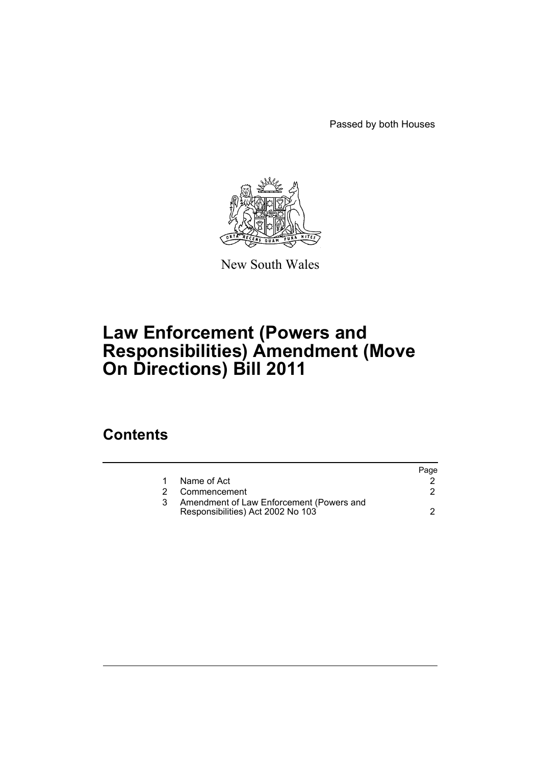Passed by both Houses

New South Wales

# Law Enforcement (Powers and Responsibilities) Amendment (Move On Directions) Bill 2011

## Contents

| | | Page |
|---|---|---|
| 1 | Name of Act | 2 |
| 2 | Commencement | 2 |
| 3 | Amendment of Law Enforcement (Powers and Responsibilities) Act 2002 No 103 | 2 |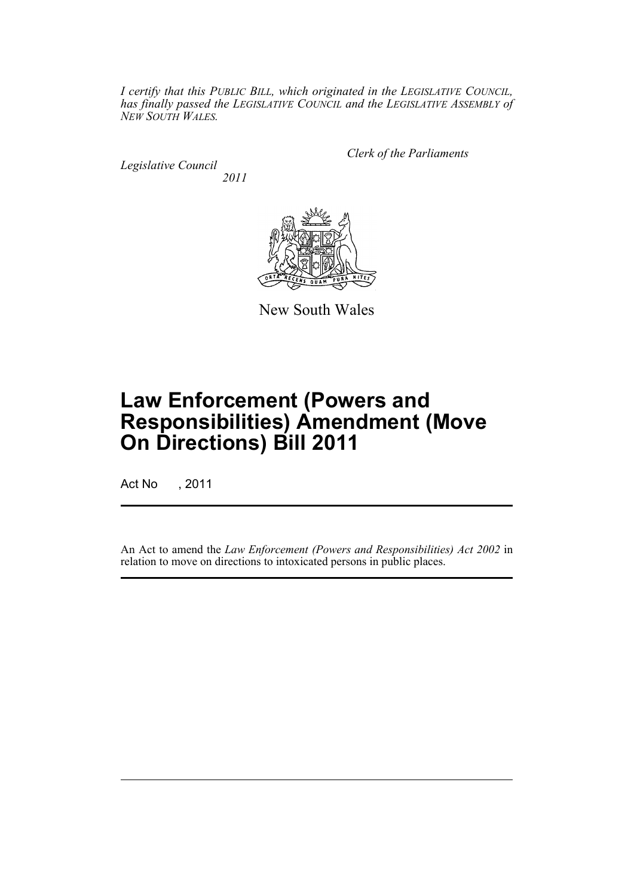*I certify that this PUBLIC BILL, which originated in the LEGISLATIVE COUNCIL, has finally passed the LEGISLATIVE COUNCIL and the LEGISLATIVE ASSEMBLY of NEW SOUTH WALES.*

*Clerk of the Parliaments*

*Legislative Council*
*2011*

New South Wales

# Law Enforcement (Powers and Responsibilities) Amendment (Move On Directions) Bill 2011

Act No , 2011

An Act to amend the *Law Enforcement (Powers and Responsibilities) Act 2002* in relation to move on directions to intoxicated persons in public places.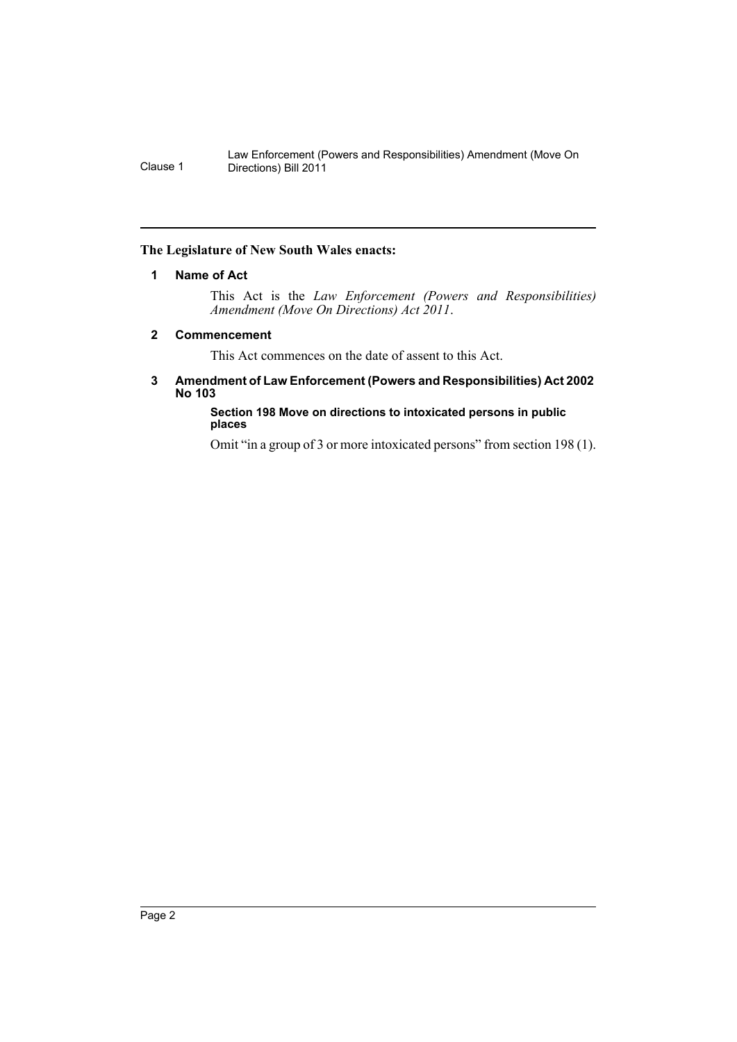**The Legislature of New South Wales enacts:**

## 1 Name of Act

This Act is the *Law Enforcement (Powers and Responsibilities) Amendment (Move On Directions) Act 2011*.

## 2 Commencement

This Act commences on the date of assent to this Act.

## 3 Amendment of Law Enforcement (Powers and Responsibilities) Act 2002 No 103

**Section 198 Move on directions to intoxicated persons in public places**

Omit "in a group of 3 or more intoxicated persons" from section 198 (1).